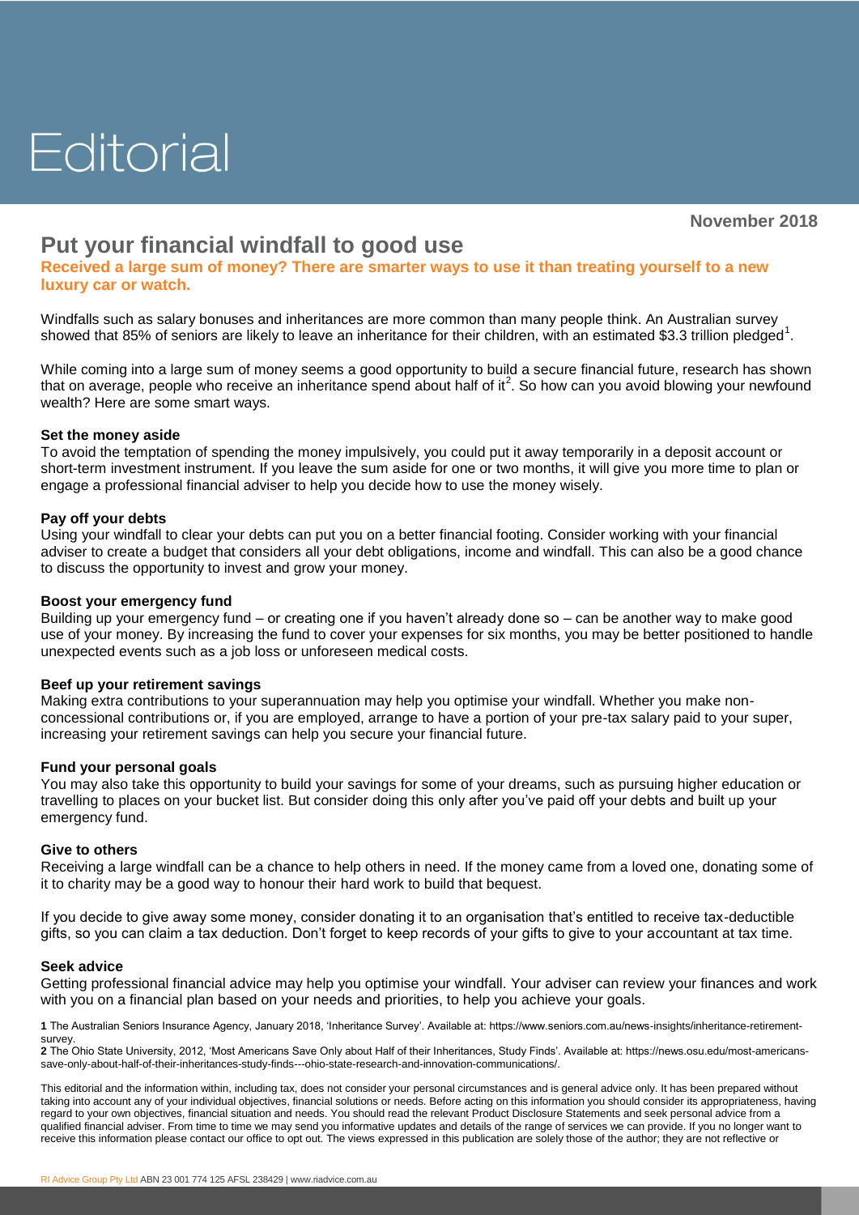# Editorial

November 2018

## Put your financial windfall to good use

**Received a large sum of money? There are smarter ways to use it than treating yourself to a new luxury car or watch.**

Windfalls such as salary bonuses and inheritances are more common than many people think. An Australian survey showed that 85% of seniors are likely to leave an inheritance for their children, with an estimated $3.3 trillion pledged[1].

While coming into a large sum of money seems a good opportunity to build a secure financial future, research has shown that on average, people who receive an inheritance spend about half of it[2]. So how can you avoid blowing your newfound wealth? Here are some smart ways.

### Set the money aside

To avoid the temptation of spending the money impulsively, you could put it away temporarily in a deposit account or short-term investment instrument. If you leave the sum aside for one or two months, it will give you more time to plan or engage a professional financial adviser to help you decide how to use the money wisely.

### Pay off your debts

Using your windfall to clear your debts can put you on a better financial footing. Consider working with your financial adviser to create a budget that considers all your debt obligations, income and windfall. This can also be a good chance to discuss the opportunity to invest and grow your money.

### Boost your emergency fund

Building up your emergency fund – or creating one if you haven't already done so – can be another way to make good use of your money. By increasing the fund to cover your expenses for six months, you may be better positioned to handle unexpected events such as a job loss or unforeseen medical costs.

### Beef up your retirement savings

Making extra contributions to your superannuation may help you optimise your windfall. Whether you make non-concessional contributions or, if you are employed, arrange to have a portion of your pre-tax salary paid to your super, increasing your retirement savings can help you secure your financial future.

### Fund your personal goals

You may also take this opportunity to build your savings for some of your dreams, such as pursuing higher education or travelling to places on your bucket list. But consider doing this only after you've paid off your debts and built up your emergency fund.

### Give to others

Receiving a large windfall can be a chance to help others in need. If the money came from a loved one, donating some of it to charity may be a good way to honour their hard work to build that bequest.

If you decide to give away some money, consider donating it to an organisation that's entitled to receive tax-deductible gifts, so you can claim a tax deduction. Don't forget to keep records of your gifts to give to your accountant at tax time.

### Seek advice

Getting professional financial advice may help you optimise your windfall. Your adviser can review your finances and work with you on a financial plan based on your needs and priorities, to help you achieve your goals.

**1** The Australian Seniors Insurance Agency, January 2018, 'Inheritance Survey'. Available at: https://www.seniors.com.au/news-insights/inheritance-retirement-survey.

**2** The Ohio State University, 2012, 'Most Americans Save Only about Half of their Inheritances, Study Finds'. Available at: https://news.osu.edu/most-americans-save-only-about-half-of-their-inheritances-study-finds---ohio-state-research-and-innovation-communications/.

This editorial and the information within, including tax, does not consider your personal circumstances and is general advice only. It has been prepared without taking into account any of your individual objectives, financial solutions or needs. Before acting on this information you should consider its appropriateness, having regard to your own objectives, financial situation and needs. You should read the relevant Product Disclosure Statements and seek personal advice from a qualified financial adviser. From time to time we may send you informative updates and details of the range of services we can provide. If you no longer want to receive this information please contact our office to opt out. The views expressed in this publication are solely those of the author; they are not reflective or

RI Advice Group Pty Ltd ABN 23 001 774 125 AFSL 238429 | www.riadvice.com.au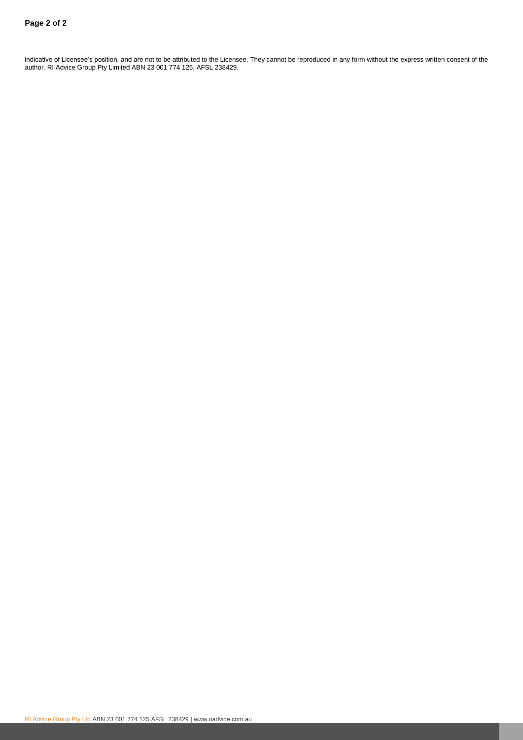indicative of Licensee's position, and are not to be attributed to the Licensee. They cannot be reproduced in any form without the express written consent of the author. RI Advice Group Pty Limited ABN 23 001 774 125, AFSL 238429.